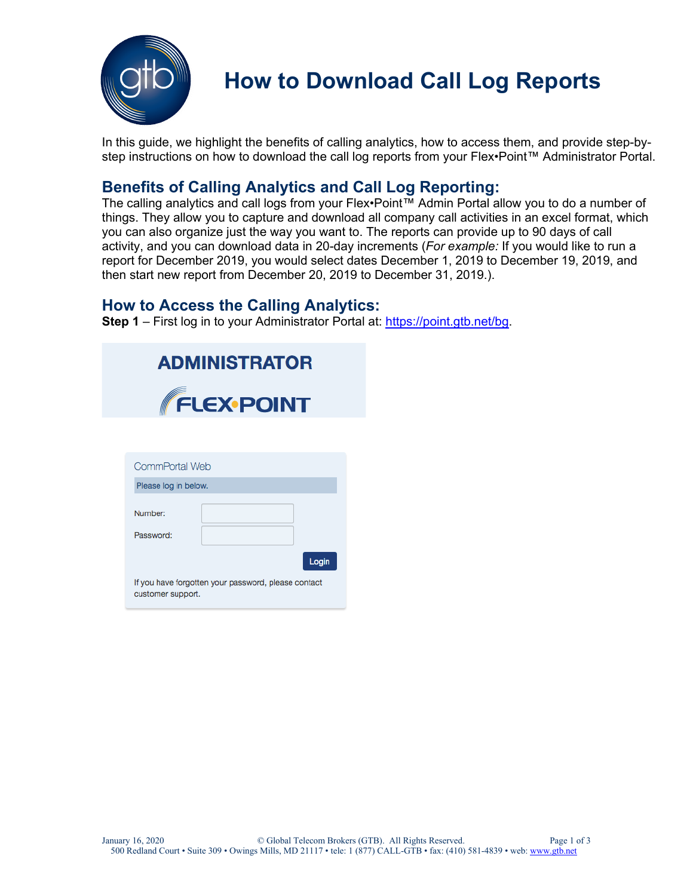# How to Download Call Log Reports

In this guide, we highlight the benefits of calling analytics, how to access them, and provide step-by-step instructions on how to download the call log reports from your Flex•Point™ Administrator Portal.

## Benefits of Calling Analytics and Call Log Reporting:

The calling analytics and call logs from your Flex•Point™ Admin Portal allow you to do a number of things. They allow you to capture and download all company call activities in an excel format, which you can also organize just the way you want to. The reports can provide up to 90 days of call activity, and you can download data in 20-day increments (*For example:* If you would like to run a report for December 2019, you would select dates December 1, 2019 to December 19, 2019, and then start new report from December 20, 2019 to December 31, 2019.).

## How to Access the Calling Analytics:

**Step 1** – First log in to your Administrator Portal at: https://point.gtb.net/bg.

ADMINISTRATOR

FLEX•POINT

CommPortal Web

Please log in below.

Number:

Password:

Login

If you have forgotten your password, please contact customer support.

January 16, 2020 © Global Telecom Brokers (GTB). All Rights Reserved.
500 Redland Court • Suite 309 • Owings Mills, MD 21117 • tele: 1 (877) CALL-GTB • fax: (410) 581-4839 • web: www.gtb.net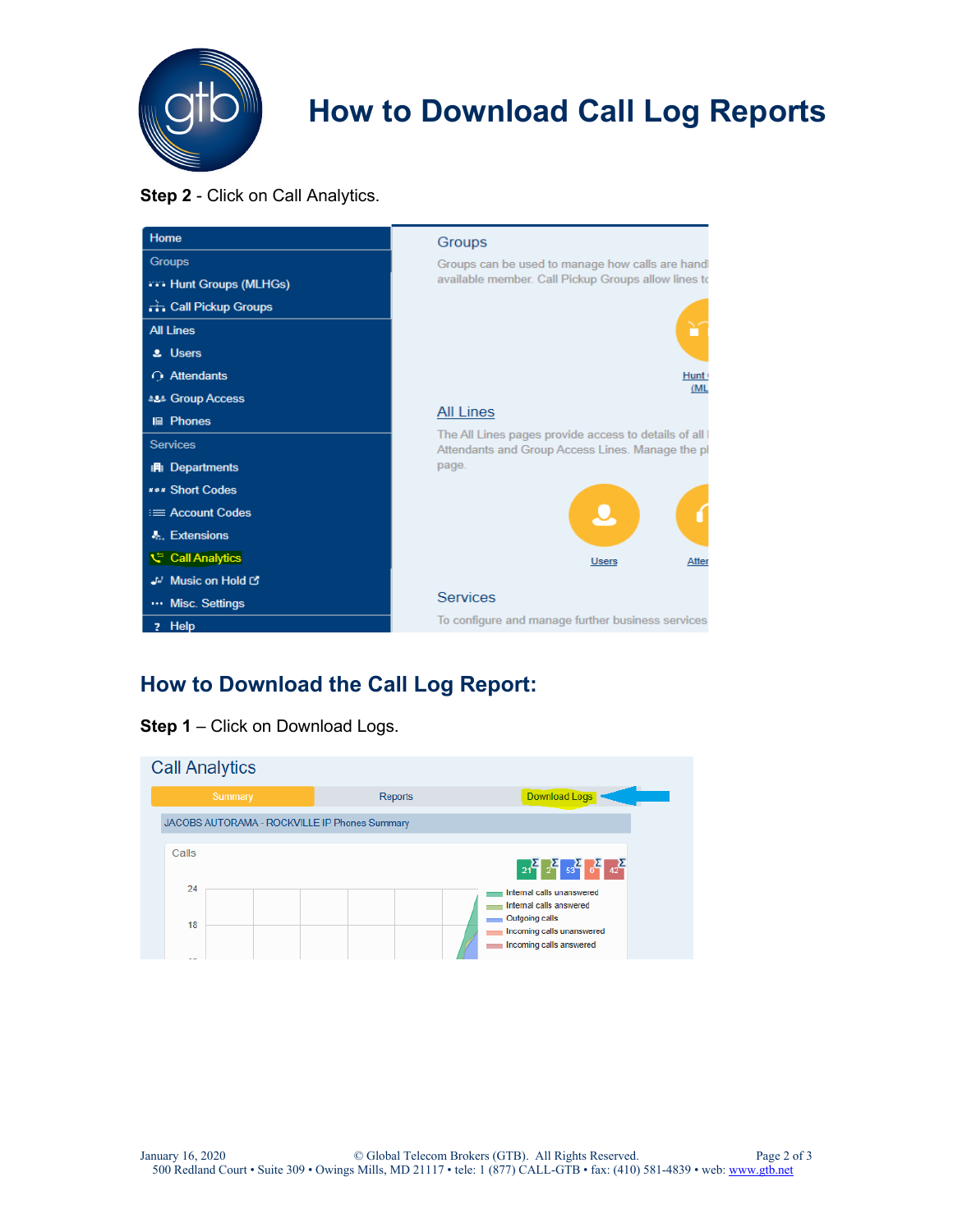# How to Download Call Log Reports

**Step 2** - Click on Call Analytics.

## How to Download the Call Log Report:

**Step 1** – Click on Download Logs.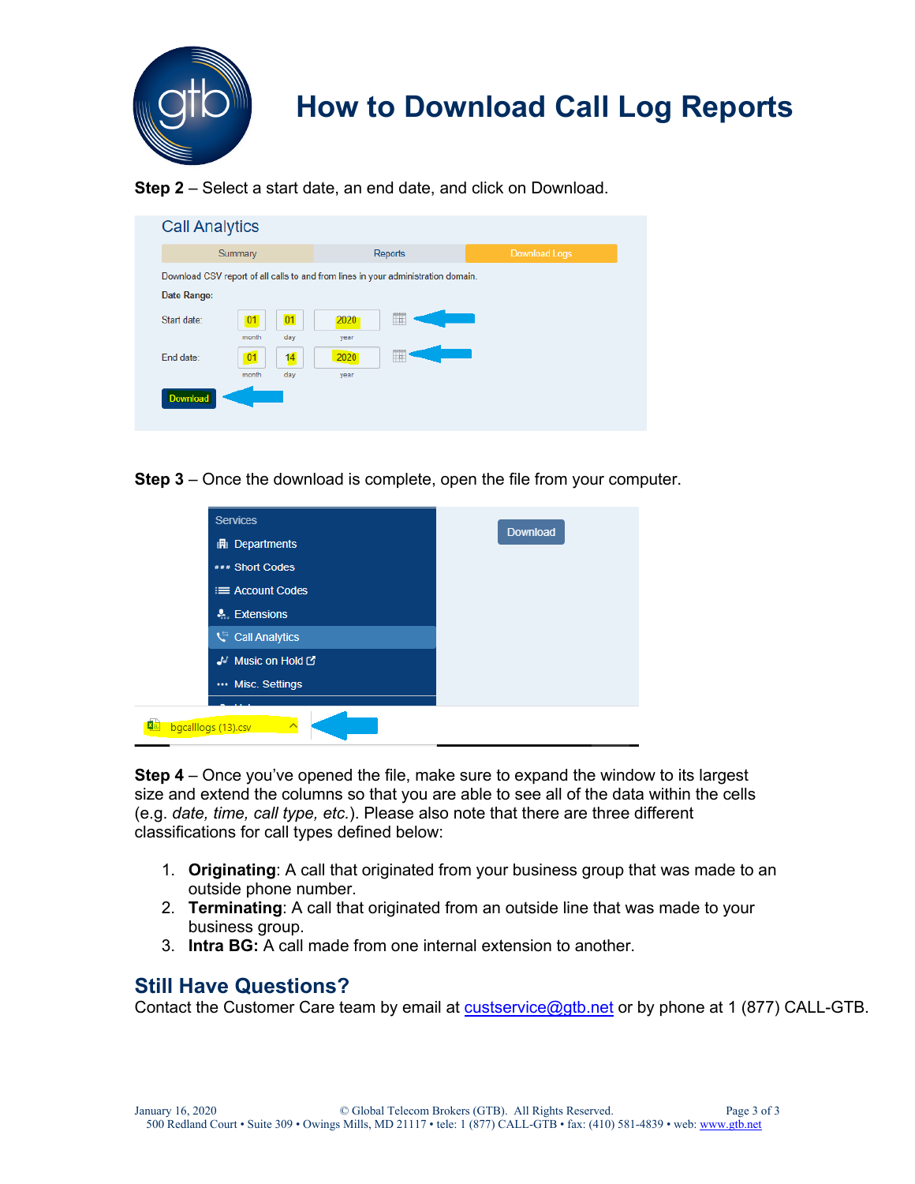# How to Download Call Log Reports

**Step 2** – Select a start date, an end date, and click on Download.

**Step 3** – Once the download is complete, open the file from your computer.

**Step 4** – Once you've opened the file, make sure to expand the window to its largest size and extend the columns so that you are able to see all of the data within the cells (e.g. *date, time, call type, etc.*). Please also note that there are three different classifications for call types defined below:

1. **Originating**: A call that originated from your business group that was made to an outside phone number.
2. **Terminating**: A call that originated from an outside line that was made to your business group.
3. **Intra BG:** A call made from one internal extension to another.

## Still Have Questions?

Contact the Customer Care team by email at custservice@gtb.net or by phone at 1 (877) CALL-GTB.

January 16, 2020 © Global Telecom Brokers (GTB). All Rights Reserved.

500 Redland Court • Suite 309 • Owings Mills, MD 21117 • tele: 1 (877) CALL-GTB • fax: (410) 581-4839 • web: www.gtb.net